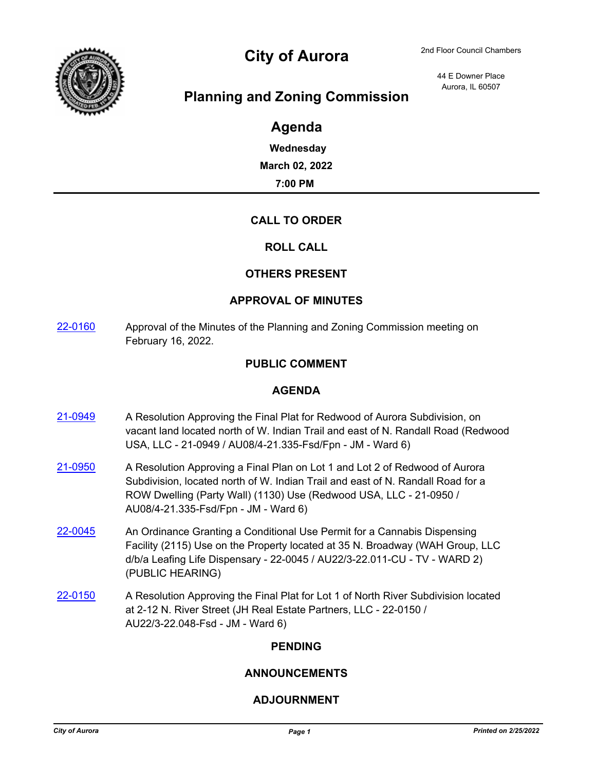# City of Aurora

2nd Floor Council Chambers

44 E Downer Place
Aurora, IL 60507

## Planning and Zoning Commission

## Agenda

**Wednesday**

**March 02, 2022**

**7:00 PM**

---

### CALL TO ORDER

### ROLL CALL

### OTHERS PRESENT

### APPROVAL OF MINUTES

22-0160 Approval of the Minutes of the Planning and Zoning Commission meeting on February 16, 2022.

### PUBLIC COMMENT

### AGENDA

21-0949 A Resolution Approving the Final Plat for Redwood of Aurora Subdivision, on vacant land located north of W. Indian Trail and east of N. Randall Road (Redwood USA, LLC - 21-0949 / AU08/4-21.335-Fsd/Fpn - JM - Ward 6)

21-0950 A Resolution Approving a Final Plan on Lot 1 and Lot 2 of Redwood of Aurora Subdivision, located north of W. Indian Trail and east of N. Randall Road for a ROW Dwelling (Party Wall) (1130) Use (Redwood USA, LLC - 21-0950 / AU08/4-21.335-Fsd/Fpn - JM - Ward 6)

22-0045 An Ordinance Granting a Conditional Use Permit for a Cannabis Dispensing Facility (2115) Use on the Property located at 35 N. Broadway (WAH Group, LLC d/b/a Leafing Life Dispensary - 22-0045 / AU22/3-22.011-CU - TV - WARD 2) (PUBLIC HEARING)

22-0150 A Resolution Approving the Final Plat for Lot 1 of North River Subdivision located at 2-12 N. River Street (JH Real Estate Partners, LLC - 22-0150 / AU22/3-22.048-Fsd - JM - Ward 6)

### PENDING

### ANNOUNCEMENTS

### ADJOURNMENT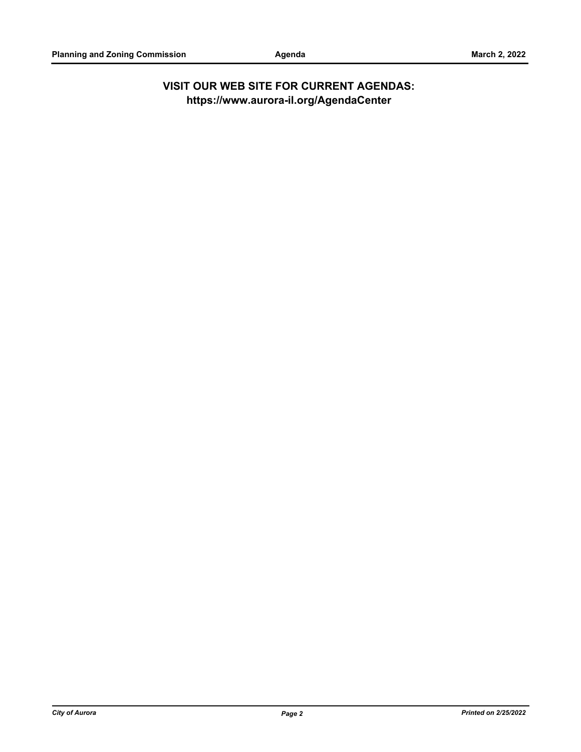**VISIT OUR WEB SITE FOR CURRENT AGENDAS:**
**https://www.aurora-il.org/AgendaCenter**